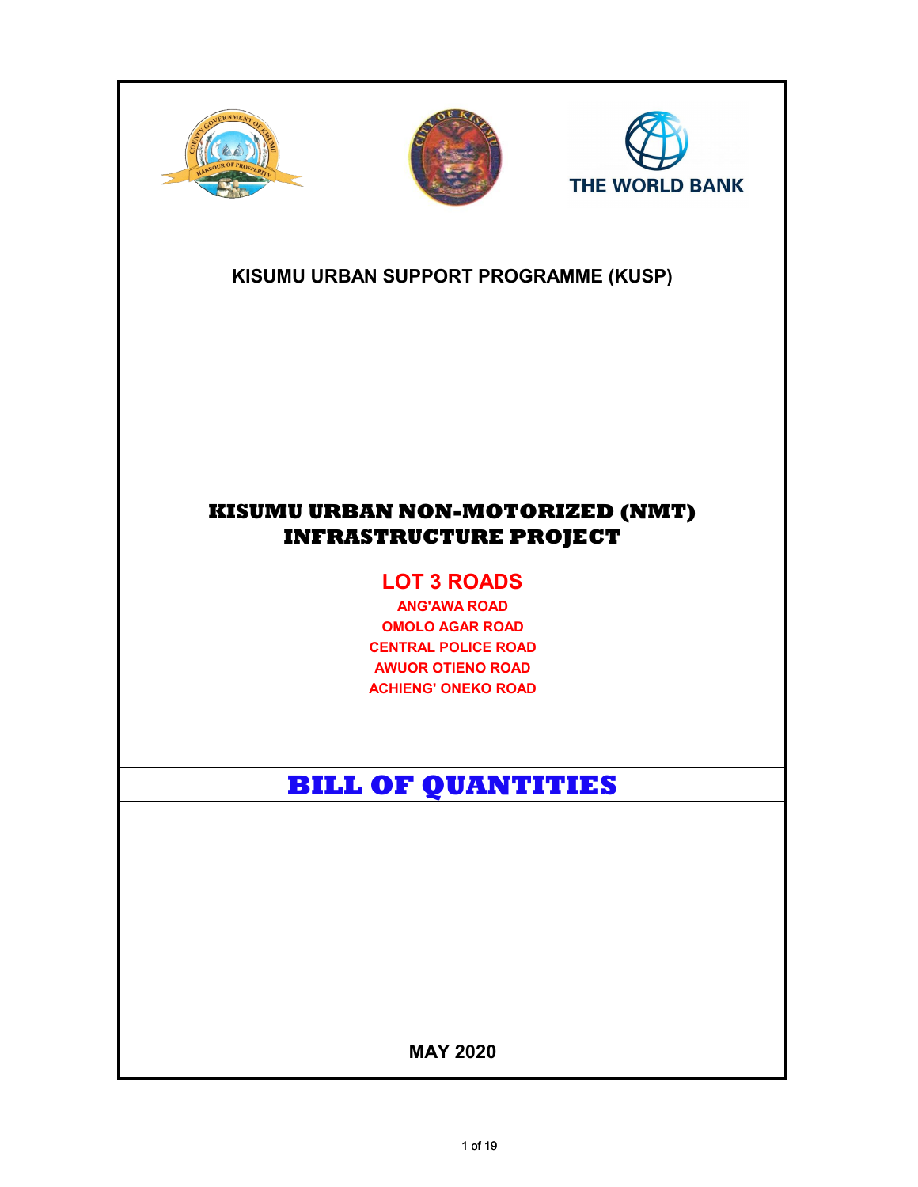THE WORLD BANK

## KISUMU URBAN SUPPORT PROGRAMME (KUSP)

# KISUMU URBAN NON-MOTORIZED (NMT) INFRASTRUCTURE PROJECT

## LOT 3 ROADS

**ANG'AWA ROAD**
**OMOLO AGAR ROAD**
**CENTRAL POLICE ROAD**
**AWUOR OTIENO ROAD**
**ACHIENG' ONEKO ROAD**

# BILL OF QUANTITIES

**MAY 2020**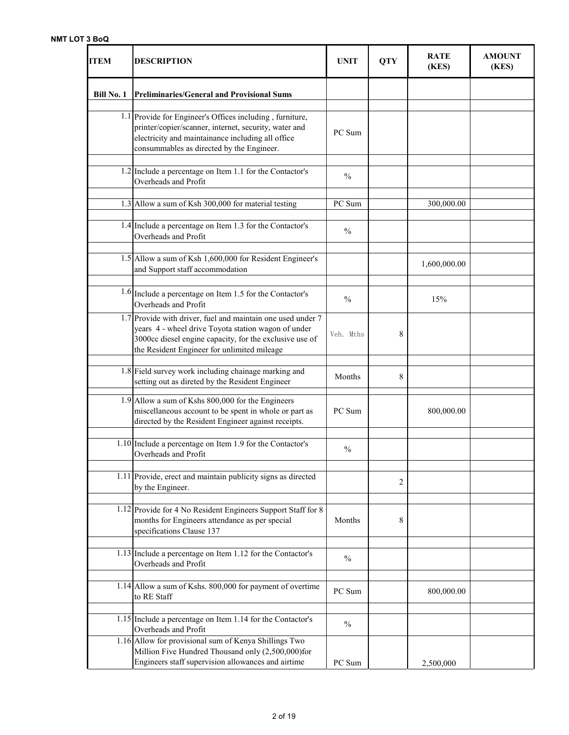**NMT LOT 3 BoQ**

| ITEM | DESCRIPTION | UNIT | QTY | RATE (KES) | AMOUNT (KES) |
|---|---|---|---|---|---|
| Bill No. 1 | **Preliminaries/General and Provisional Sums** | | | | |
| 1.1 | Provide for Engineer's Offices including , furniture, printer/copier/scanner, internet, security, water and electricity and maintainance including all office consummables as directed by the Engineer. | PC Sum | | | |
| 1.2 | Include a percentage on Item 1.1 for the Contactor's Overheads and Profit | % | | | |
| 1.3 | Allow a sum of Ksh 300,000 for material testing | PC Sum | | 300,000.00 | |
| 1.4 | Include a percentage on Item 1.3 for the Contactor's Overheads and Profit | % | | | |
| 1.5 | Allow a sum of Ksh 1,600,000 for Resident Engineer's and Support staff accommodation | | | 1,600,000.00 | |
| 1.6 | Include a percentage on Item 1.5 for the Contactor's Overheads and Profit | % | | 15% | |
| 1.7 | Provide with driver, fuel and maintain one used under 7 years 4 - wheel drive Toyota station wagon of under 3000cc diesel engine capacity, for the exclusive use of the Resident Engineer for unlimited mileage | Veh. Mths | 8 | | |
| 1.8 | Field survey work including chainage marking and setting out as direted by the Resident Engineer | Months | 8 | | |
| 1.9 | Allow a sum of Kshs 800,000 for the Engineers miscellaneous account to be spent in whole or part as directed by the Resident Engineer against receipts. | PC Sum | | 800,000.00 | |
| 1.10 | Include a percentage on Item 1.9 for the Contactor's Overheads and Profit | % | | | |
| 1.11 | Provide, erect and maintain publicity signs as directed by the Engineer. | | 2 | | |
| 1.12 | Provide for 4 No Resident Engineers Support Staff for 8 months for Engineers attendance as per special specifications Clause 137 | Months | 8 | | |
| 1.13 | Include a percentage on Item 1.12 for the Contactor's Overheads and Profit | % | | | |
| 1.14 | Allow a sum of Kshs. 800,000 for payment of overtime to RE Staff | PC Sum | | 800,000.00 | |
| 1.15 | Include a percentage on Item 1.14 for the Contactor's Overheads and Profit | % | | | |
| 1.16 | Allow for provisional sum of Kenya Shillings Two Million Five Hundred Thousand only (2,500,000)for Engineers staff supervision allowances and airtime | PC Sum | | 2,500,000 | |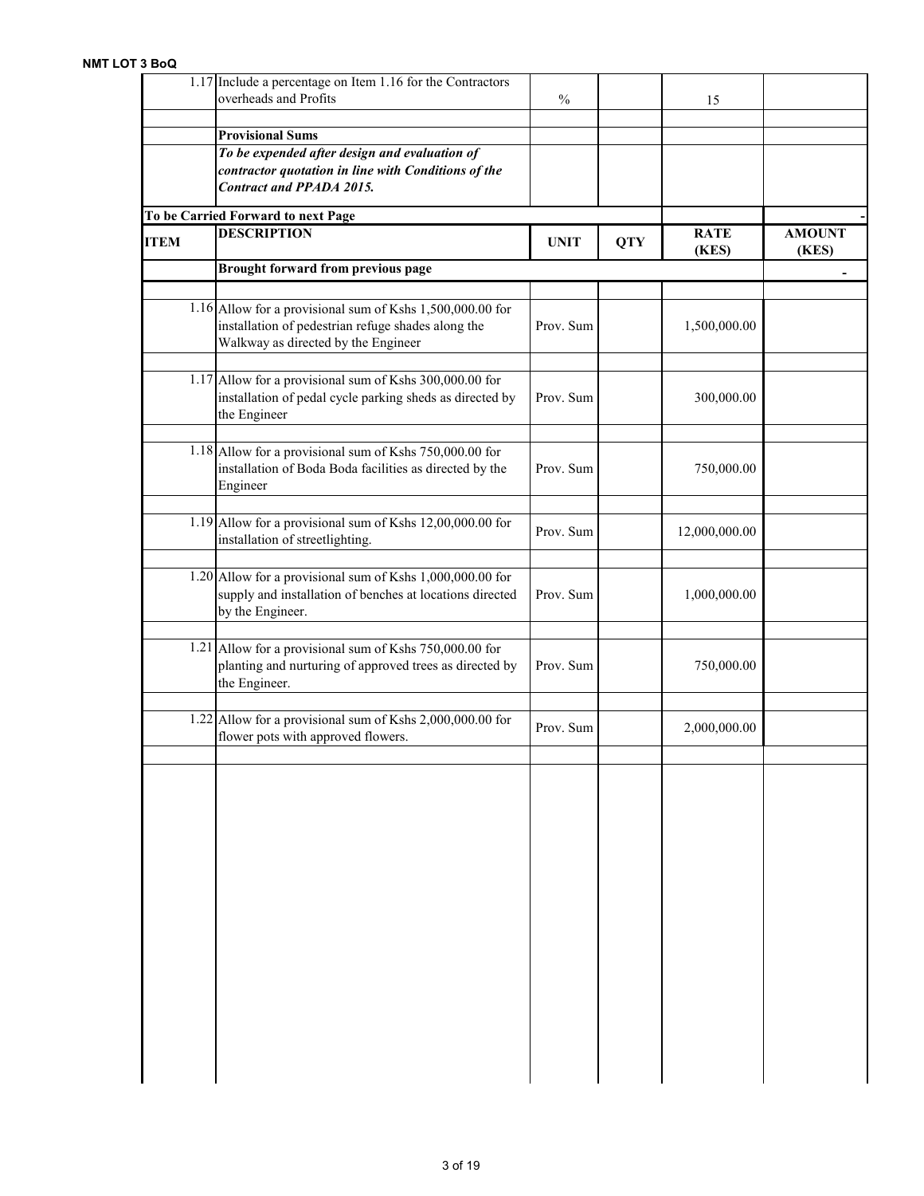| | | | | | |
|---|---|---|---|---|---|
| | 1.17 Include a percentage on Item 1.16 for the Contractors overheads and Profits | % | | 15 | |
| | | | | | |
| | **Provisional Sums** | | | | |
| | ***To be expended after design and evaluation of contractor quotation in line with Conditions of the Contract and PPADA 2015.*** | | | | |
| | **To be Carried Forward to next Page** | | | | - |

| ITEM | DESCRIPTION | UNIT | QTY | RATE (KES) | AMOUNT (KES) |
|---|---|---|---|---|---|
| | **Brought forward from previous page** | | | | - |
| | | | | | |
| 1.16 | Allow for a provisional sum of Kshs 1,500,000.00 for installation of pedestrian refuge shades along the Walkway as directed by the Engineer | Prov. Sum | | 1,500,000.00 | |
| | | | | | |
| 1.17 | Allow for a provisional sum of Kshs 300,000.00 for installation of pedal cycle parking sheds as directed by the Engineer | Prov. Sum | | 300,000.00 | |
| | | | | | |
| 1.18 | Allow for a provisional sum of Kshs 750,000.00 for installation of Boda Boda facilities as directed by the Engineer | Prov. Sum | | 750,000.00 | |
| | | | | | |
| 1.19 | Allow for a provisional sum of Kshs 12,00,000.00 for installation of streetlighting. | Prov. Sum | | 12,000,000.00 | |
| | | | | | |
| 1.20 | Allow for a provisional sum of Kshs 1,000,000.00 for supply and installation of benches at locations directed by the Engineer. | Prov. Sum | | 1,000,000.00 | |
| | | | | | |
| 1.21 | Allow for a provisional sum of Kshs 750,000.00 for planting and nurturing of approved trees as directed by the Engineer. | Prov. Sum | | 750,000.00 | |
| | | | | | |
| 1.22 | Allow for a provisional sum of Kshs 2,000,000.00 for flower pots with approved flowers. | Prov. Sum | | 2,000,000.00 | |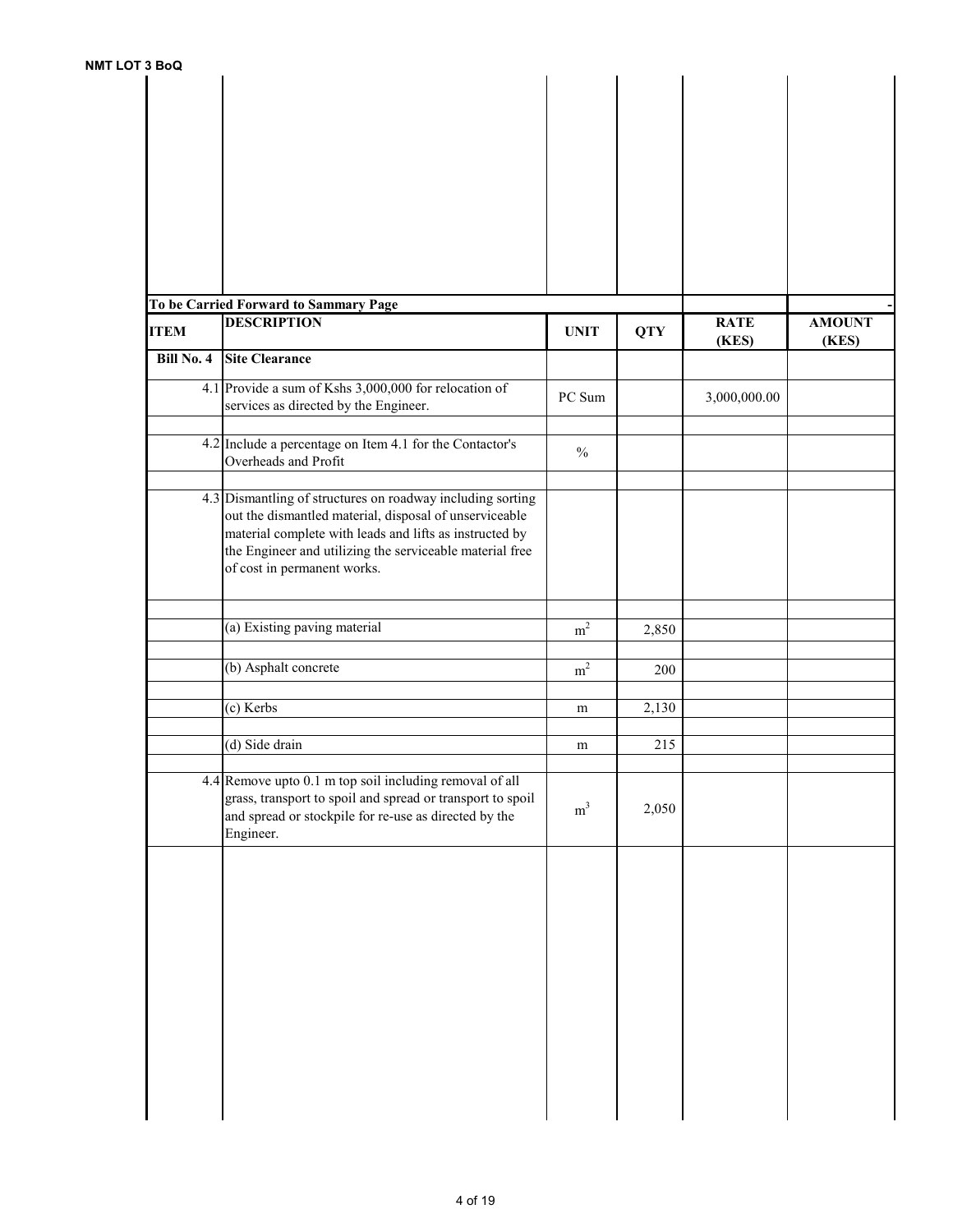| | | | | | |
|---|---|---|---|---|---|
| | **To be Carried Forward to Sammary Page** | | | | - |
| **ITEM** | **DESCRIPTION** | **UNIT** | **QTY** | **RATE (KES)** | **AMOUNT (KES)** |
| **Bill No. 4** | **Site Clearance** | | | | |
| 4.1 | Provide a sum of Kshs 3,000,000 for relocation of services as directed by the Engineer. | PC Sum | | 3,000,000.00 | |
| 4.2 | Include a percentage on Item 4.1 for the Contactor's Overheads and Profit | % | | | |
| 4.3 | Dismantling of structures on roadway including sorting out the dismantled material, disposal of unserviceable material complete with leads and lifts as instructed by the Engineer and utilizing the serviceable material free of cost in permanent works. | | | | |
| | (a) Existing paving material | $m^2$ | 2,850 | | |
| | (b) Asphalt concrete | $m^2$ | 200 | | |
| | (c) Kerbs | m | 2,130 | | |
| | (d) Side drain | m | 215 | | |
| 4.4 | Remove upto 0.1 m top soil including removal of all grass, transport to spoil and spread or transport to spoil and spread or stockpile for re-use as directed by the Engineer. | $m^3$ | 2,050 | | |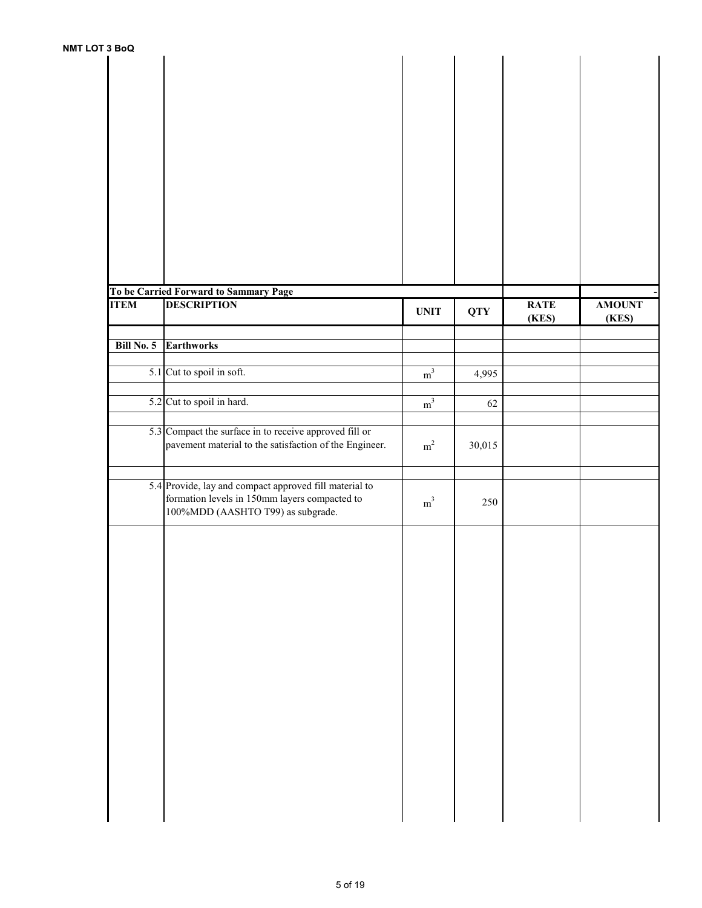| | | | | | |
|---|---|---|---|---|---|
| | **To be Carried Forward to Sammary Page** | | | | - |

| **ITEM** | **DESCRIPTION** | **UNIT** | **QTY** | **RATE (KES)** | **AMOUNT (KES)** |
|---|---|---|---|---|---|
| **Bill No. 5** | **Earthworks** | | | | |
| 5.1 | Cut to spoil in soft. | $m^3$ | 4,995 | | |
| 5.2 | Cut to spoil in hard. | $m^3$ | 62 | | |
| 5.3 | Compact the surface in to receive approved fill or pavement material to the satisfaction of the Engineer. | $m^2$ | 30,015 | | |
| 5.4 | Provide, lay and compact approved fill material to formation levels in 150mm layers compacted to 100%MDD (AASHTO T99) as subgrade. | $m^3$ | 250 | | |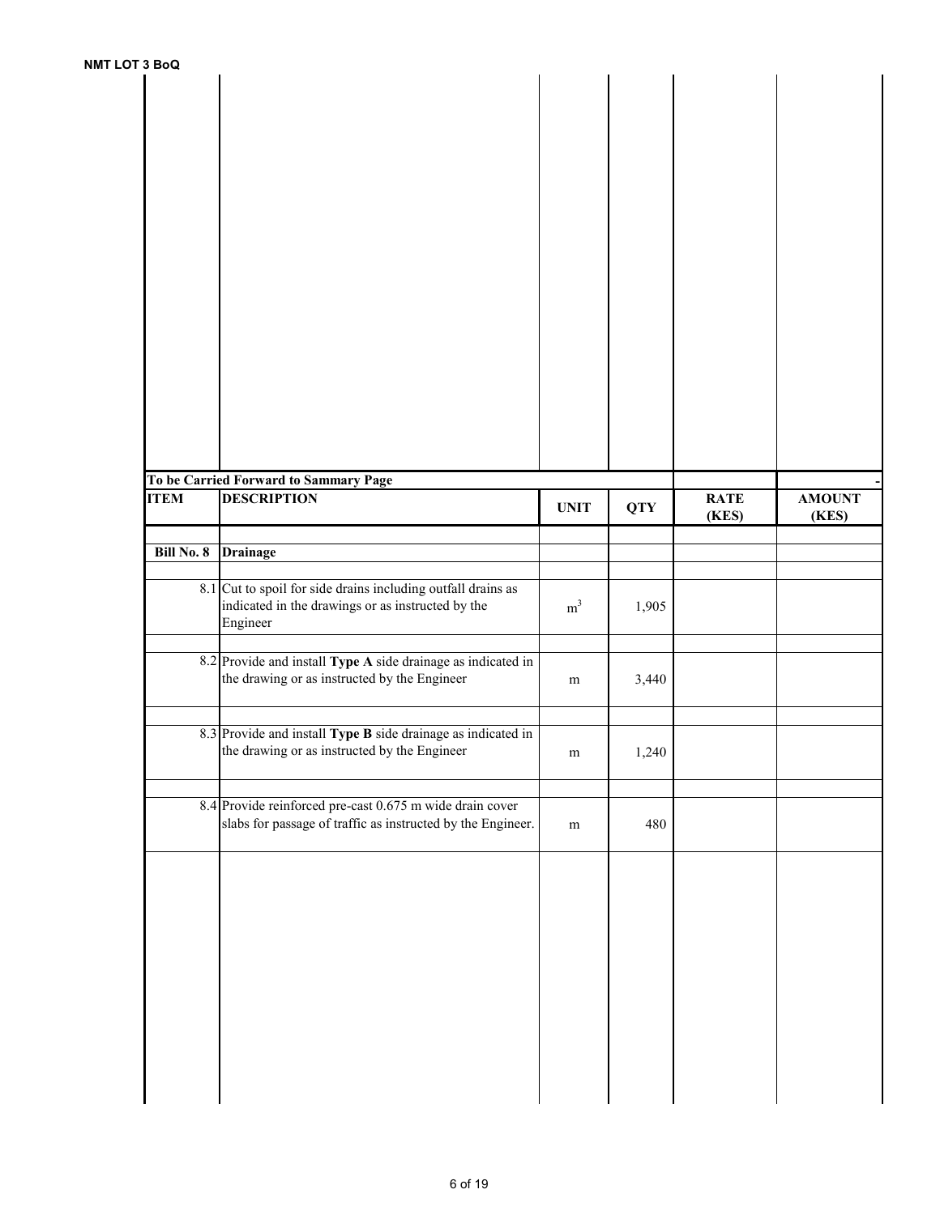| | | | | | |
|---|---|---|---|---|---|
| **To be Carried Forward to Sammary Page** | | | | | - |

| ITEM | DESCRIPTION | UNIT | QTY | RATE (KES) | AMOUNT (KES) |
|---|---|---|---|---|---|
| | | | | | |
| **Bill No. 8** | **Drainage** | | | | |
| | | | | | |
| 8.1 | Cut to spoil for side drains including outfall drains as indicated in the drawings or as instructed by the Engineer | $m^3$ | 1,905 | | |
| | | | | | |
| 8.2 | Provide and install **Type A** side drainage as indicated in the drawing or as instructed by the Engineer | m | 3,440 | | |
| | | | | | |
| 8.3 | Provide and install **Type B** side drainage as indicated in the drawing or as instructed by the Engineer | m | 1,240 | | |
| | | | | | |
| 8.4 | Provide reinforced pre-cast 0.675 m wide drain cover slabs for passage of traffic as instructed by the Engineer. | m | 480 | | |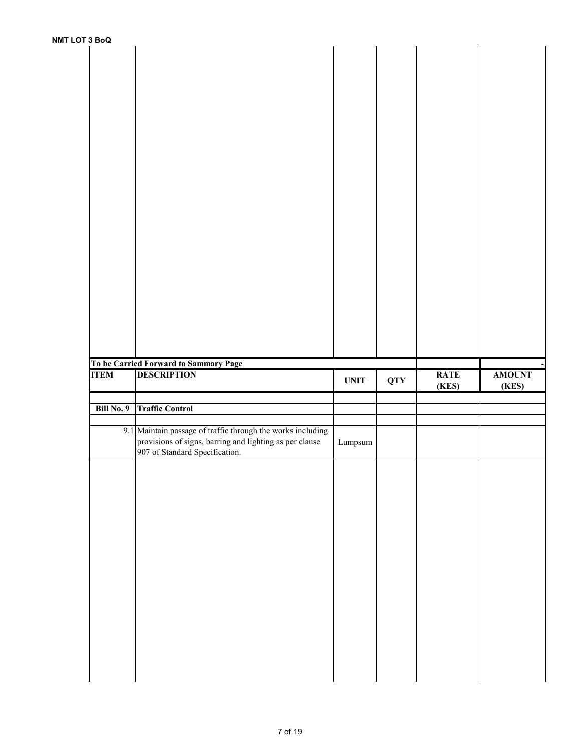| | | | | | |
|---|---|---|---|---|---|
| | **To be Carried Forward to Sammary Page** | | | | - |

| **ITEM** | **DESCRIPTION** | **UNIT** | **QTY** | **RATE (KES)** | **AMOUNT (KES)** |
|---|---|---|---|---|---|
| | | | | | |
| **Bill No. 9** | **Traffic Control** | | | | |
| | | | | | |
| 9.1 | Maintain passage of traffic through the works including provisions of signs, barring and lighting as per clause 907 of Standard Specification. | Lumpsum | | | |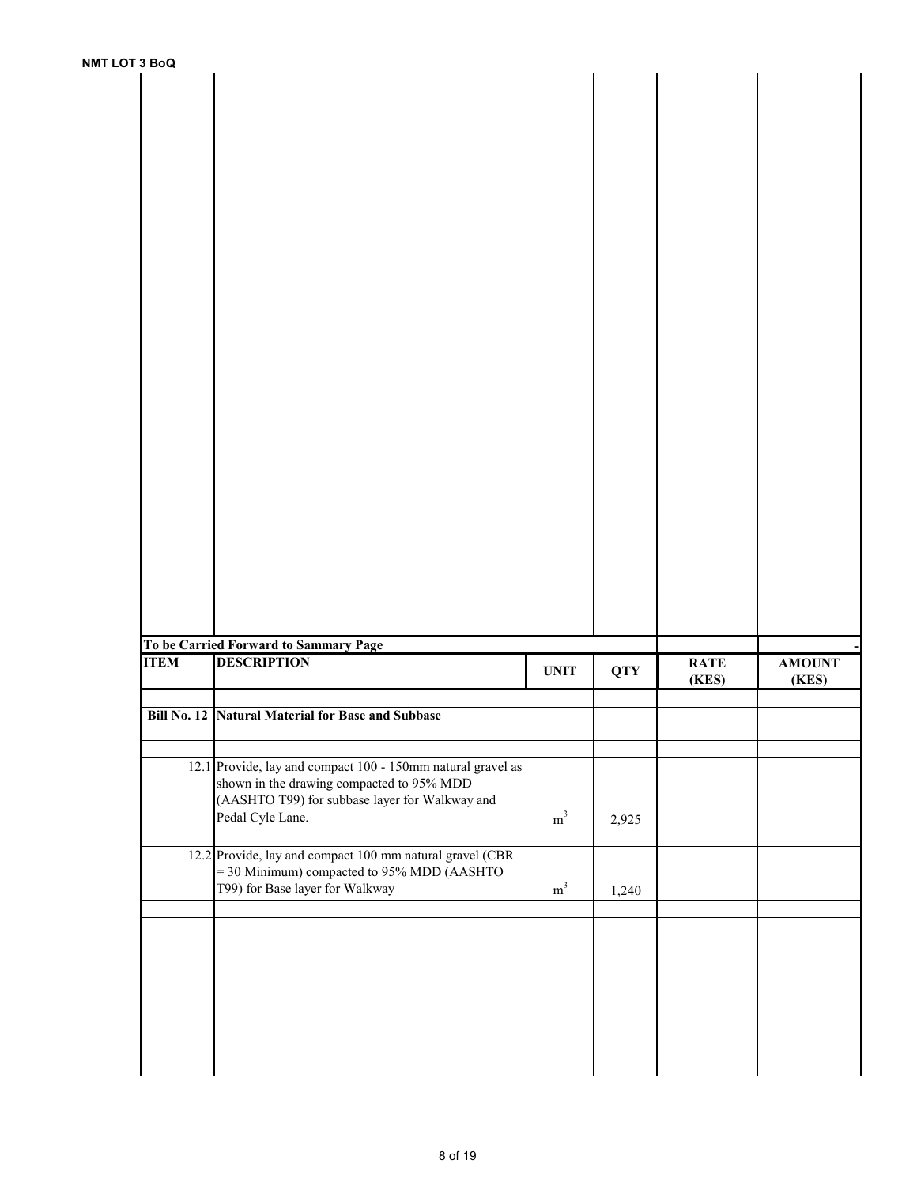| ITEM | DESCRIPTION | UNIT | QTY | RATE (KES) | AMOUNT (KES) |
|---|---|---|---|---|---|
| | To be Carried Forward to Sammary Page | | | | - |
| Bill No. 12 | **Natural Material for Base and Subbase** | | | | |
| 12.1 | Provide, lay and compact 100 - 150mm natural gravel as shown in the drawing compacted to 95% MDD (AASHTO T99) for subbase layer for Walkway and Pedal Cyle Lane. | $m^3$ | 2,925 | | |
| 12.2 | Provide, lay and compact 100 mm natural gravel (CBR = 30 Minimum) compacted to 95% MDD (AASHTO T99) for Base layer for Walkway | $m^3$ | 1,240 | | |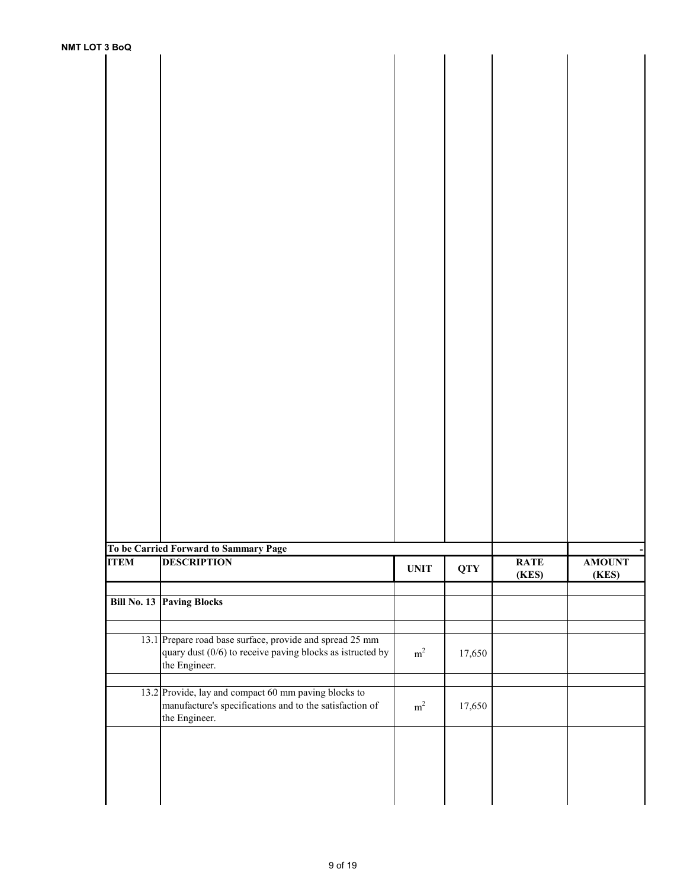| | | | | | |
|---|---|---|---|---|---|
| **To be Carried Forward to Sammary Page** | | | | | - |

| ITEM | DESCRIPTION | UNIT | QTY | RATE (KES) | AMOUNT (KES) |
|---|---|---|---|---|---|
| | | | | | |
| **Bill No. 13** | **Paving Blocks** | | | | |
| | | | | | |
| 13.1 | Prepare road base surface, provide and spread 25 mm quary dust (0/6) to receive paving blocks as istructed by the Engineer. | $m^2$ | 17,650 | | |
| | | | | | |
| 13.2 | Provide, lay and compact 60 mm paving blocks to manufacture's specifications and to the satisfaction of the Engineer. | $m^2$ | 17,650 | | |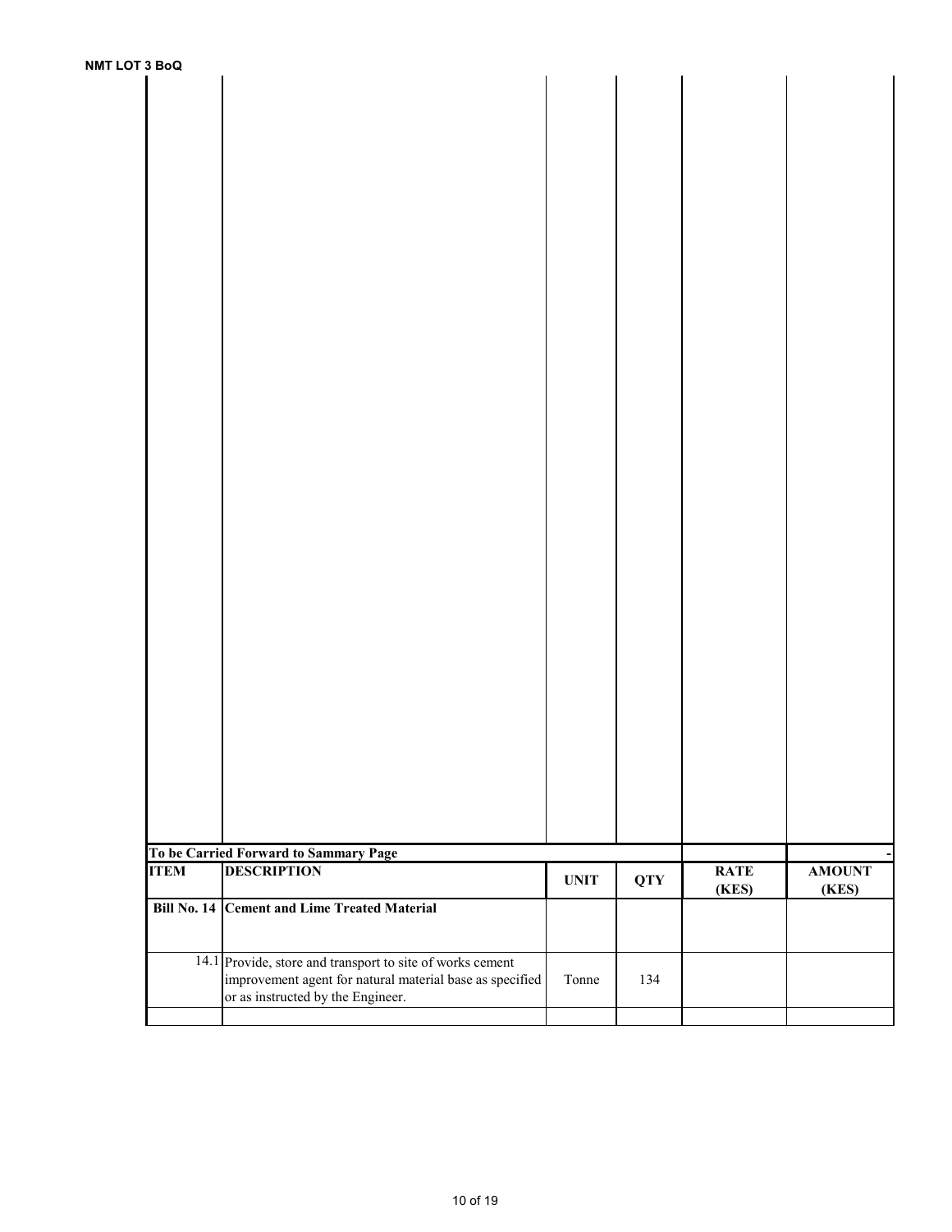| | | | | | |
|---|---|---|---|---|---|
| **To be Carried Forward to Sammary Page** | | | | | - |

| ITEM | DESCRIPTION | UNIT | QTY | RATE (KES) | AMOUNT (KES) |
|---|---|---|---|---|---|
| **Bill No. 14** | **Cement and Lime Treated Material** | | | | |
| 14.1 | Provide, store and transport to site of works cement improvement agent for natural material base as specified or as instructed by the Engineer. | Tonne | 134 | | |
| | | | | | |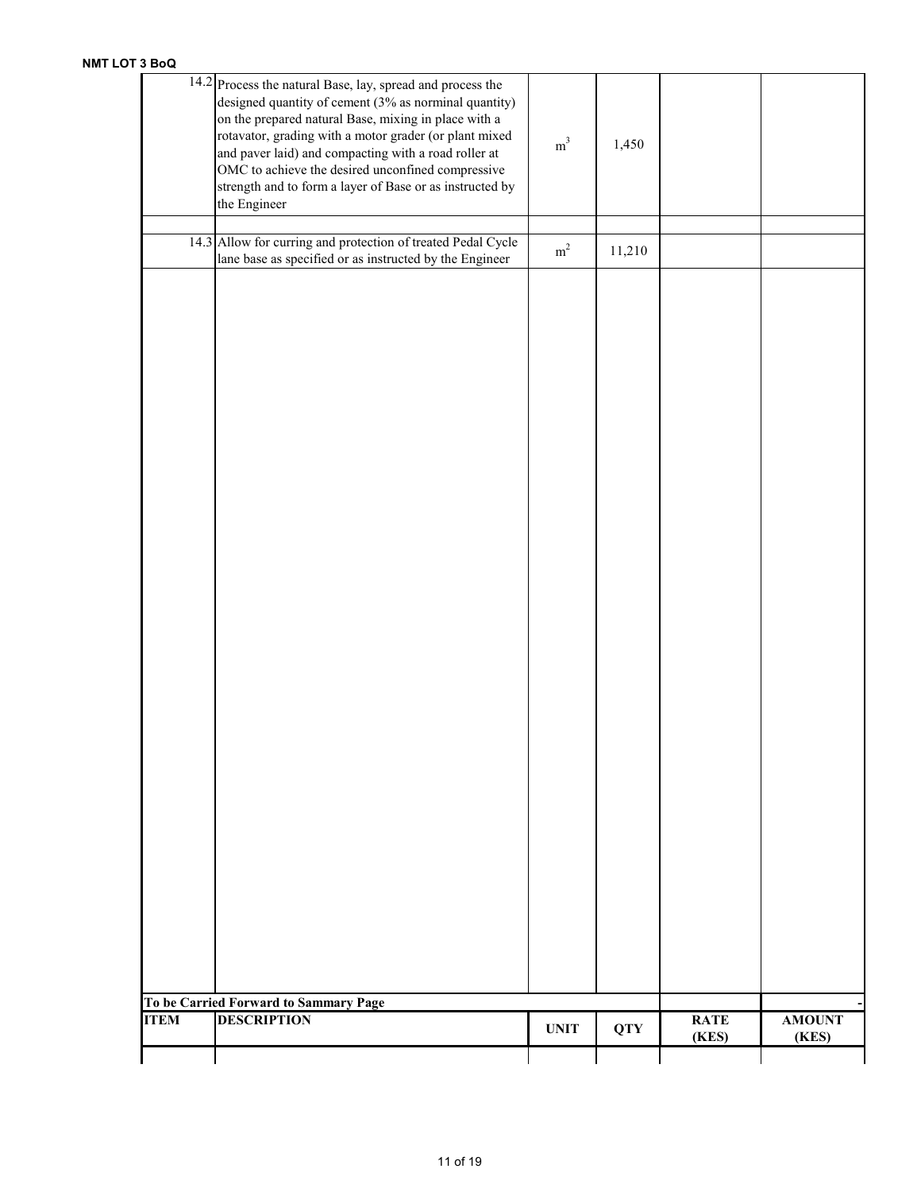| | | | | | |
|---|---|---|---|---|---|
| 14.2 | Process the natural Base, lay, spread and process the designed quantity of cement (3% as norminal quantity) on the prepared natural Base, mixing in place with a rotavator, grading with a motor grader (or plant mixed and paver laid) and compacting with a road roller at OMC to achieve the desired unconfined compressive strength and to form a layer of Base or as instructed by the Engineer | $m^3$ | 1,450 | | |
| | | | | | |
| 14.3 | Allow for curring and protection of treated Pedal Cycle lane base as specified or as instructed by the Engineer | $m^2$ | 11,210 | | |
| **To be Carried Forward to Sammary Page** | | | | | - |
| **ITEM** | **DESCRIPTION** | **UNIT** | **QTY** | **RATE (KES)** | **AMOUNT (KES)** |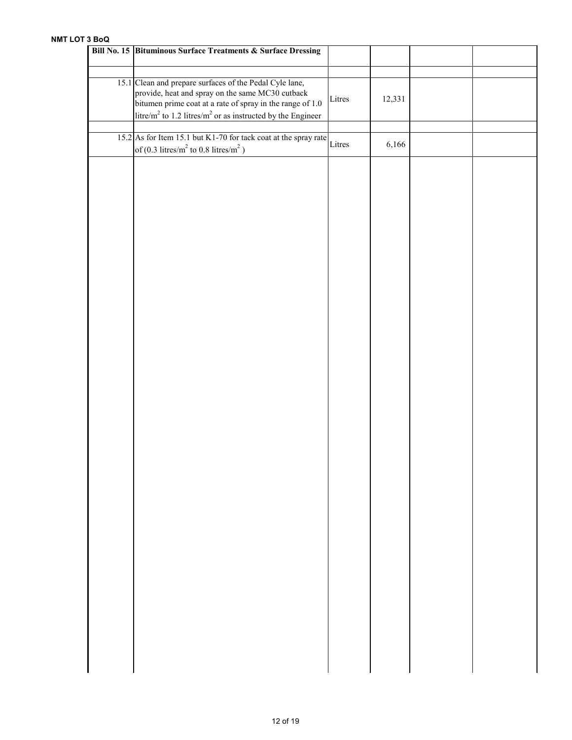**NMT LOT 3 BoQ**

| | | | | | |
|---|---|---|---|---|---|
| **Bill No. 15** | **Bituminous Surface Treatments & Surface Dressing** | | | | |
| | | | | | |
| 15.1 | Clean and prepare surfaces of the Pedal Cyle lane, provide, heat and spray on the same MC30 cutback bitumen prime coat at a rate of spray in the range of 1.0 litre/$m^2$ to 1.2 litres/$m^2$ or as instructed by the Engineer | Litres | 12,331 | | |
| | | | | | |
| 15.2 | As for Item 15.1 but K1-70 for tack coat at the spray rate of (0.3 litres/$m^2$ to 0.8 litres/$m^2$ ) | Litres | 6,166 | | |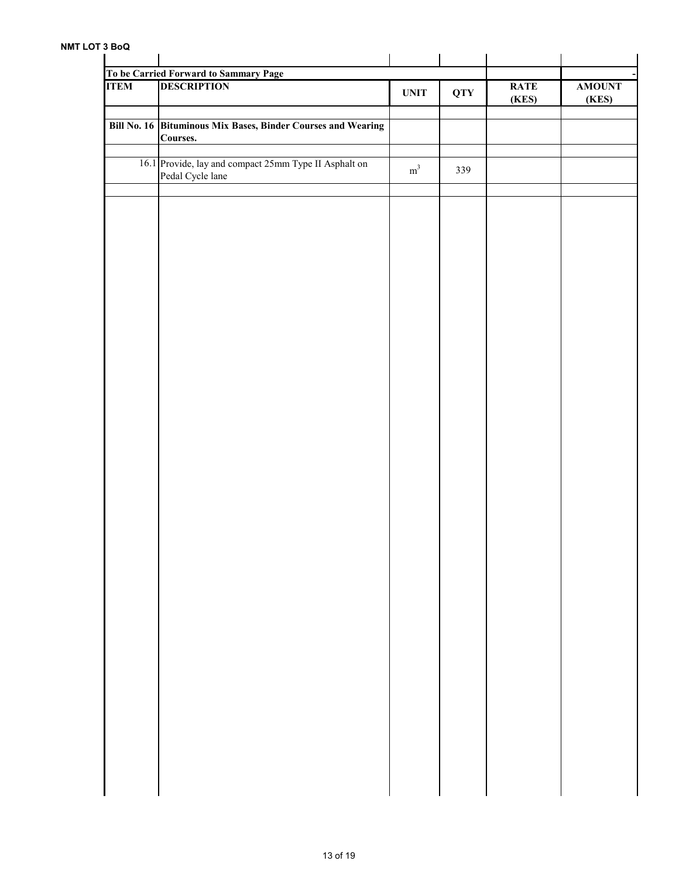| ITEM | DESCRIPTION | UNIT | QTY | RATE (KES) | AMOUNT (KES) |
| --- | --- | --- | --- | --- | --- |
| | To be Carried Forward to Sammary Page | | | | - |
| Bill No. 16 | **Bituminous Mix Bases, Binder Courses and Wearing Courses.** | | | | |
| 16.1 | Provide, lay and compact 25mm Type II Asphalt on Pedal Cycle lane | $m^3$ | 339 | | |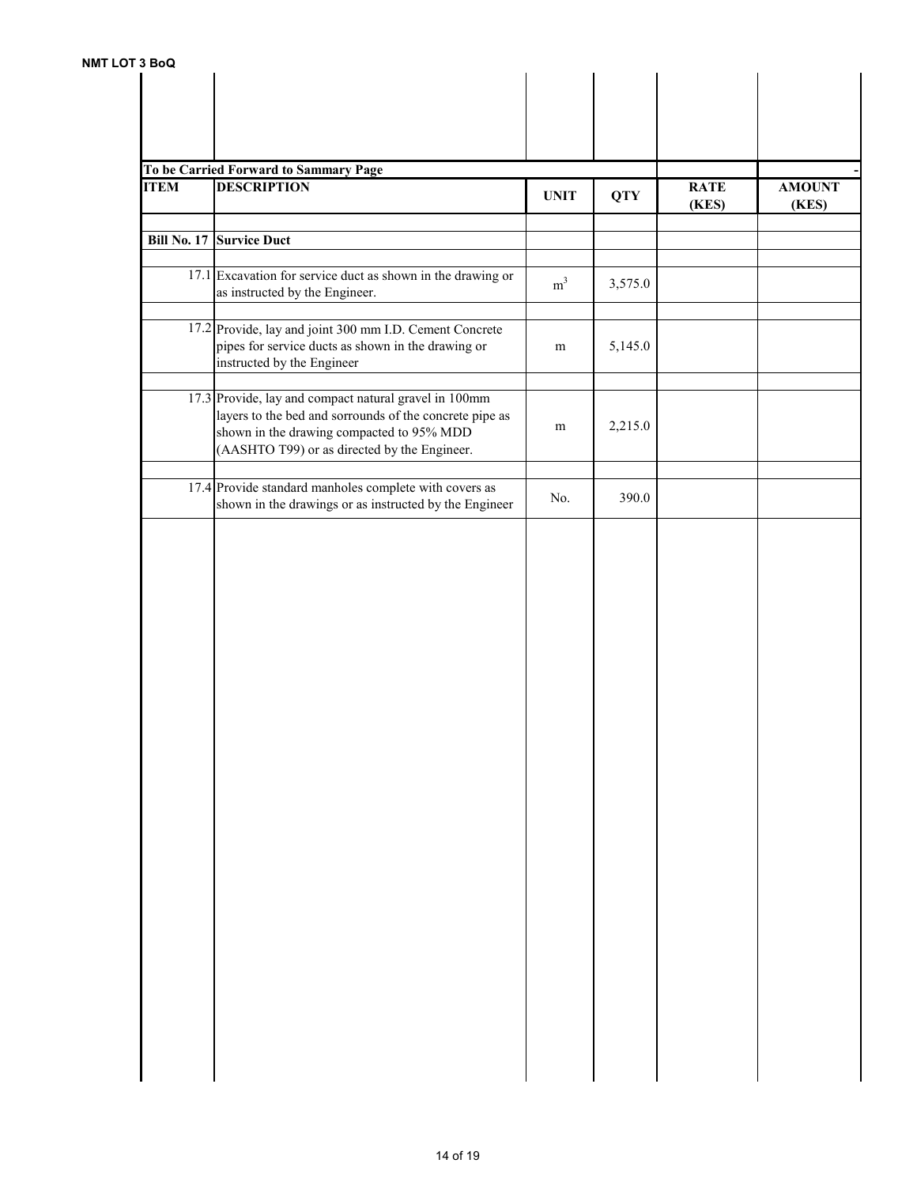| | | | | | |
|---|---|---|---|---|---|
| **To be Carried Forward to Sammary Page** | | | | | - |
| **ITEM** | **DESCRIPTION** | **UNIT** | **QTY** | **RATE (KES)** | **AMOUNT (KES)** |
| **Bill No. 17** | **Survice Duct** | | | | |
| 17.1 | Excavation for service duct as shown in the drawing or as instructed by the Engineer. | $m^3$ | 3,575.0 | | |
| 17.2 | Provide, lay and joint 300 mm I.D. Cement Concrete pipes for service ducts as shown in the drawing or instructed by the Engineer | m | 5,145.0 | | |
| 17.3 | Provide, lay and compact natural gravel in 100mm layers to the bed and sorrounds of the concrete pipe as shown in the drawing compacted to 95% MDD (AASHTO T99) or as directed by the Engineer. | m | 2,215.0 | | |
| 17.4 | Provide standard manholes complete with covers as shown in the drawings or as instructed by the Engineer | No. | 390.0 | | |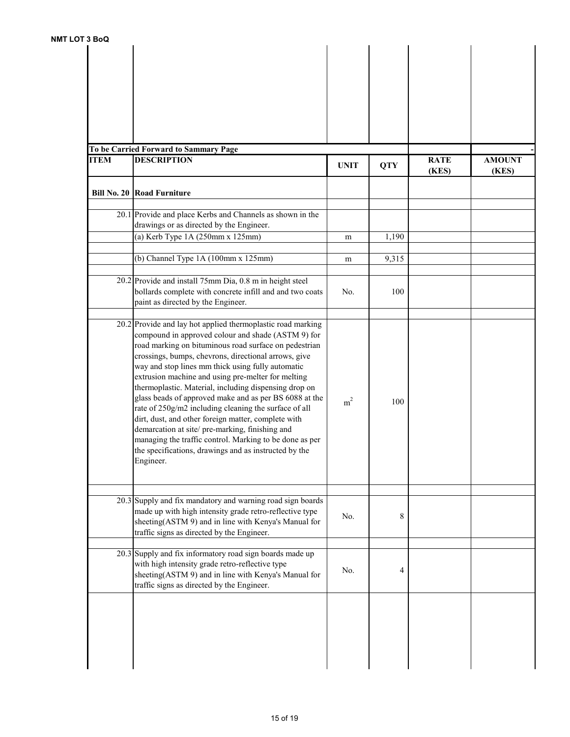| | | | | | |
|---|---|---|---|---|---|
| | **To be Carried Forward to Sammary Page** | | | | - |

| **ITEM** | **DESCRIPTION** | **UNIT** | **QTY** | **RATE (KES)** | **AMOUNT (KES)** |
|---|---|---|---|---|---|
| **Bill No. 20** | **Road Furniture** | | | | |
| 20.1 | Provide and place Kerbs and Channels as shown in the drawings or as directed by the Engineer. | | | | |
| | (a) Kerb Type 1A (250mm x 125mm) | m | 1,190 | | |
| | (b) Channel Type 1A (100mm x 125mm) | m | 9,315 | | |
| 20.2 | Provide and install 75mm Dia, 0.8 m in height steel bollards complete with concrete infill and and two coats paint as directed by the Engineer. | No. | 100 | | |
| 20.2 | Provide and lay hot applied thermoplastic road marking compound in approved colour and shade (ASTM 9) for road marking on bituminous road surface on pedestrian crossings, bumps, chevrons, directional arrows, give way and stop lines mm thick using fully automatic extrusion machine and using pre-melter for melting thermoplastic. Material, including dispensing drop on glass beads of approved make and as per BS 6088 at the rate of 250g/m2 including cleaning the surface of all dirt, dust, and other foreign matter, complete with demarcation at site/ pre-marking, finishing and managing the traffic control. Marking to be done as per the specifications, drawings and as instructed by the Engineer. | $m^2$ | 100 | | |
| 20.3 | Supply and fix mandatory and warning road sign boards made up with high intensity grade retro-reflective type sheeting(ASTM 9) and in line with Kenya's Manual for traffic signs as directed by the Engineer. | No. | 8 | | |
| 20.3 | Supply and fix informatory road sign boards made up with high intensity grade retro-reflective type sheeting(ASTM 9) and in line with Kenya's Manual for traffic signs as directed by the Engineer. | No. | 4 | | |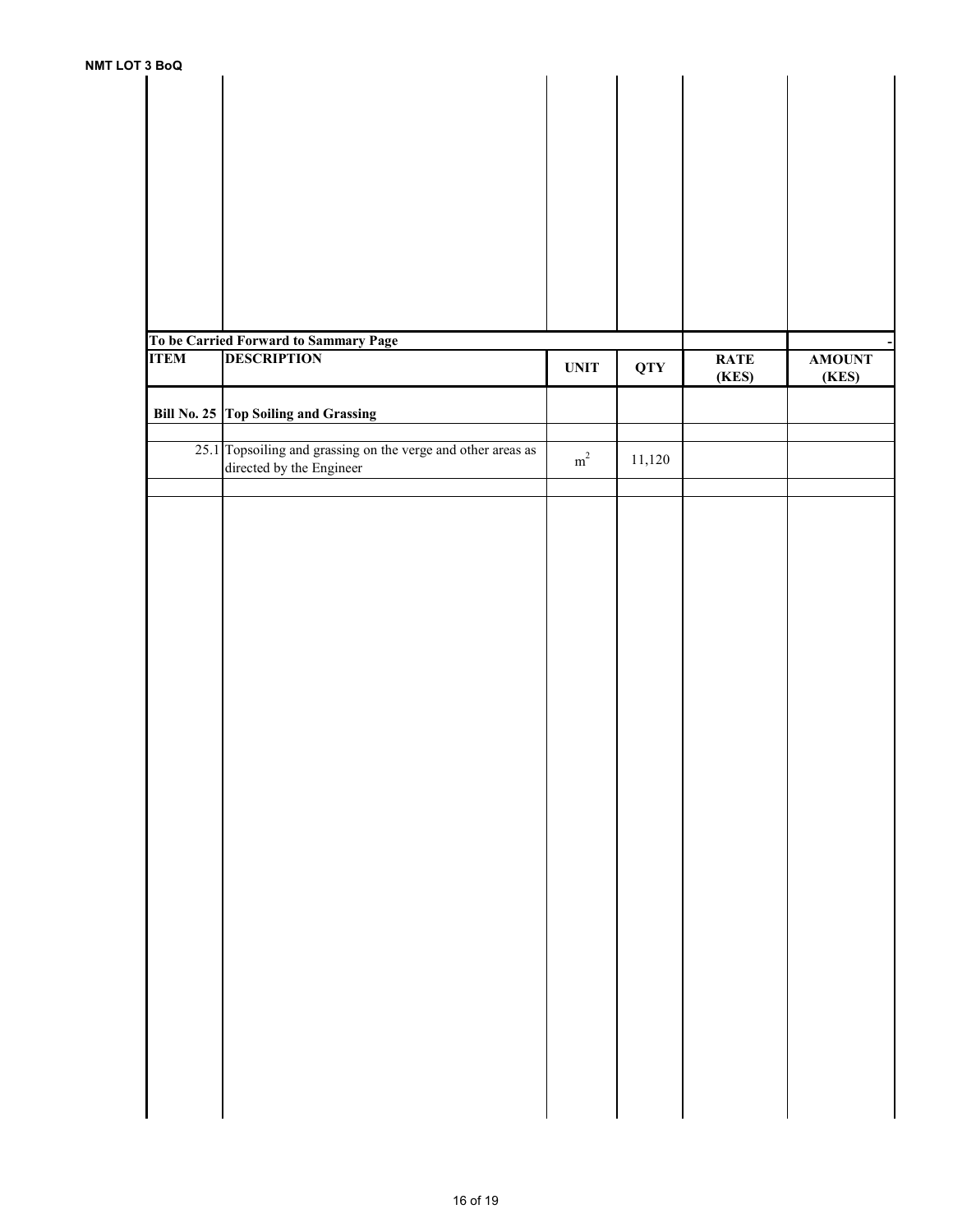| | | | | | |
|---|---|---|---|---|---|
| | To be Carried Forward to Sammary Page | | | | - |

| ITEM | DESCRIPTION | UNIT | QTY | RATE (KES) | AMOUNT (KES) |
|---|---|---|---|---|---|
| **Bill No. 25** | **Top Soiling and Grassing** | | | | |
| 25.1 | Topsoiling and grassing on the verge and other areas as directed by the Engineer | $m^2$ | 11,120 | | |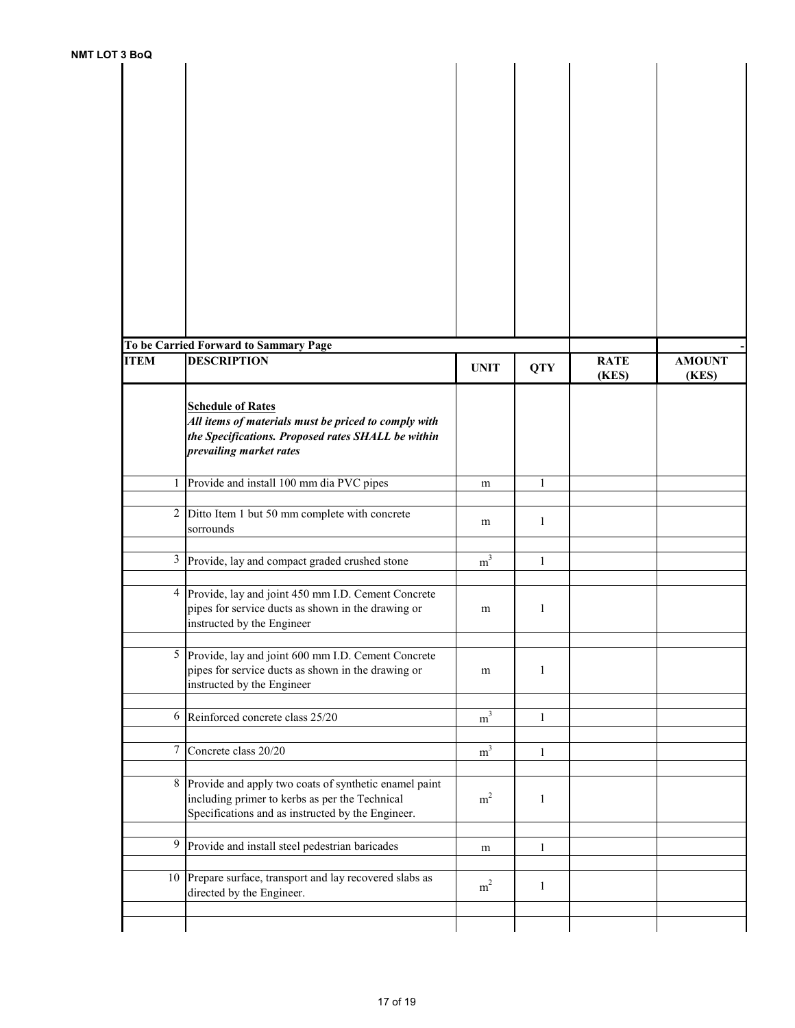| | | | | | |
|---|---|---|---|---|---|
| **To be Carried Forward to Sammary Page** | | | | | - |

| **ITEM** | **DESCRIPTION** | **UNIT** | **QTY** | **RATE (KES)** | **AMOUNT (KES)** |
|---|---|---|---|---|---|
| | **Schedule of Rates** ***All items of materials must be priced to comply with the Specifications. Proposed rates SHALL be within prevailing market rates*** | | | | |
| 1 | Provide and install 100 mm dia PVC pipes | m | 1 | | |
| 2 | Ditto Item 1 but 50 mm complete with concrete sorrounds | m | 1 | | |
| 3 | Provide, lay and compact graded crushed stone | $m^3$ | 1 | | |
| 4 | Provide, lay and joint 450 mm I.D. Cement Concrete pipes for service ducts as shown in the drawing or instructed by the Engineer | m | 1 | | |
| 5 | Provide, lay and joint 600 mm I.D. Cement Concrete pipes for service ducts as shown in the drawing or instructed by the Engineer | m | 1 | | |
| 6 | Reinforced concrete class 25/20 | $m^3$ | 1 | | |
| 7 | Concrete class 20/20 | $m^3$ | 1 | | |
| 8 | Provide and apply two coats of synthetic enamel paint including primer to kerbs as per the Technical Specifications and as instructed by the Engineer. | $m^2$ | 1 | | |
| 9 | Provide and install steel pedestrian baricades | m | 1 | | |
| 10 | Prepare surface, transport and lay recovered slabs as directed by the Engineer. | $m^2$ | 1 | | |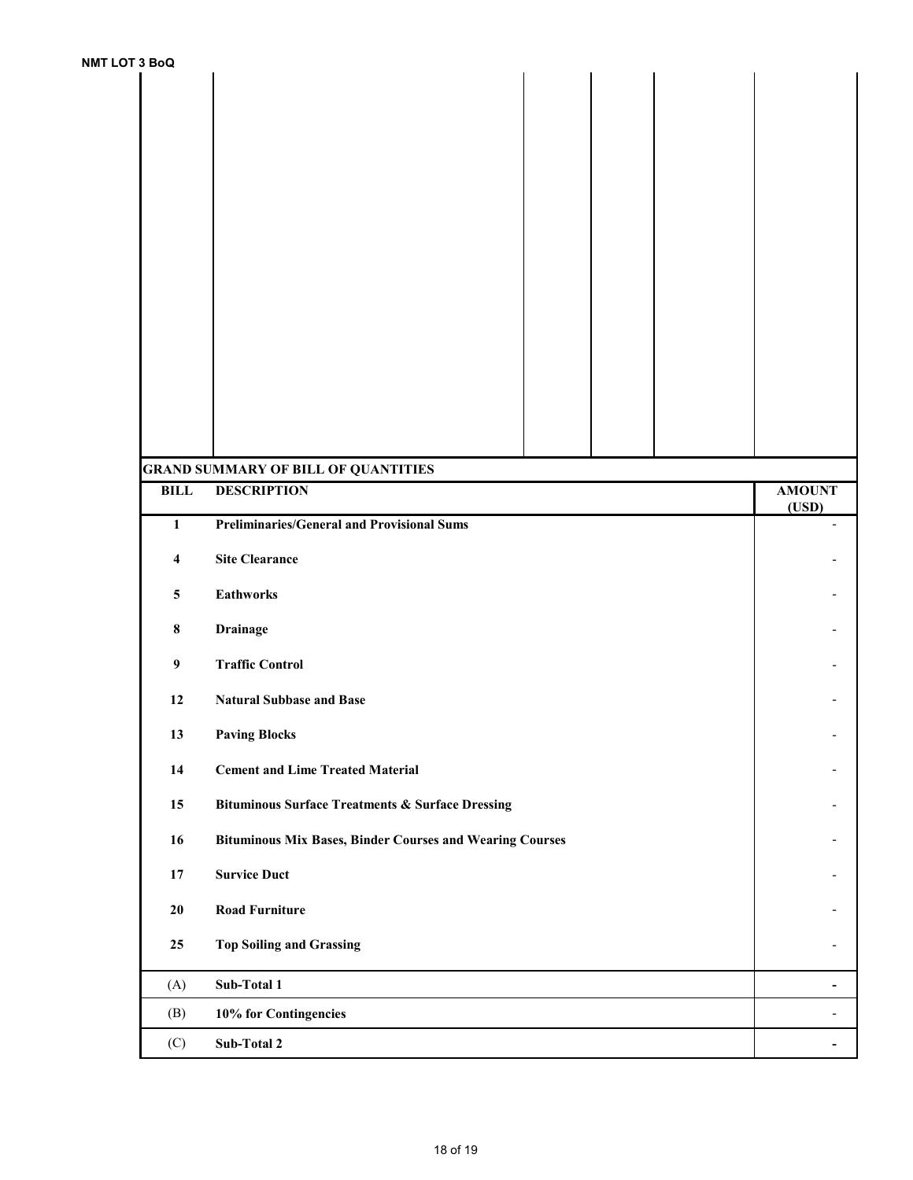## GRAND SUMMARY OF BILL OF QUANTITIES

| BILL | DESCRIPTION | AMOUNT (USD) |
|---|---|---|
| 1 | Preliminaries/General and Provisional Sums | - |
| 4 | Site Clearance | - |
| 5 | Eathworks | - |
| 8 | Drainage | - |
| 9 | Traffic Control | - |
| 12 | Natural Subbase and Base | - |
| 13 | Paving Blocks | - |
| 14 | Cement and Lime Treated Material | - |
| 15 | Bituminous Surface Treatments & Surface Dressing | - |
| 16 | Bituminous Mix Bases, Binder Courses and Wearing Courses | - |
| 17 | Survice Duct | - |
| 20 | Road Furniture | - |
| 25 | Top Soiling and Grassing | - |
| (A) | Sub-Total 1 | - |
| (B) | 10% for Contingencies | - |
| (C) | Sub-Total 2 | - |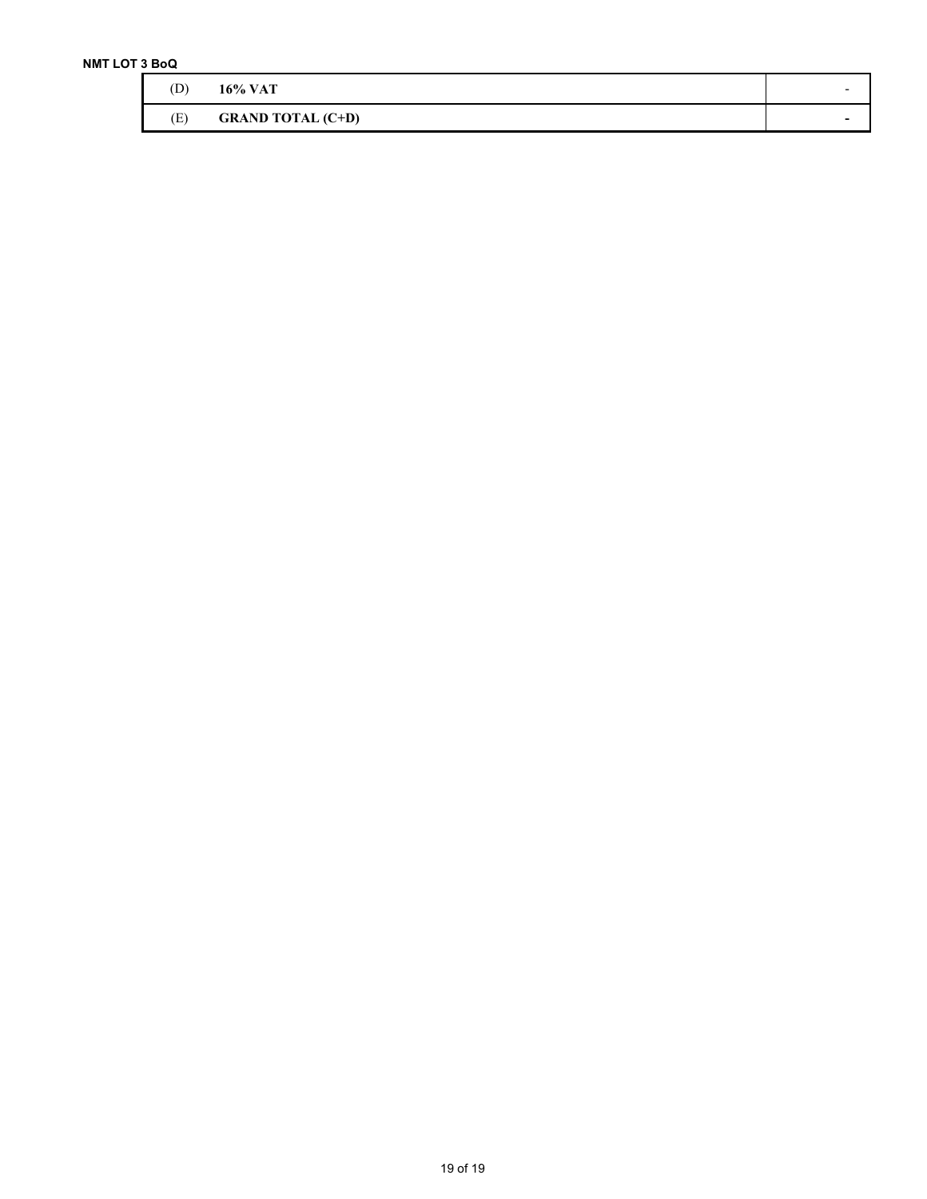| | | |
|---|---|---|
| (D) | **16% VAT** | - |
| (E) | **GRAND TOTAL (C+D)** | **-** |